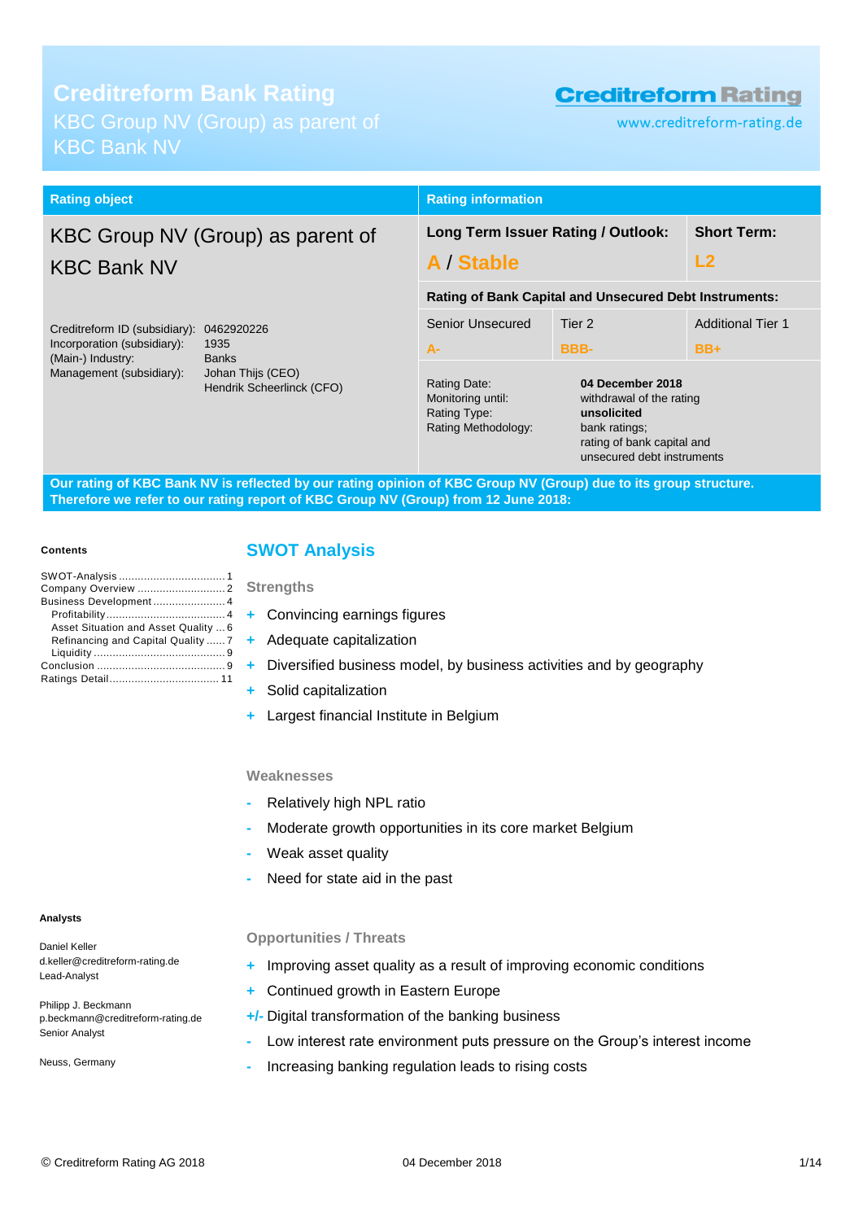# Creditreform Bank Rating

KBC Group NV (Group) as parent of KBC Bank NV

**Creditreform Rating**

www.creditreform-rating.de

| Rating object | Rating information | | |
|---|---|---|---|
| KBC Group NV (Group) as parent of KBC Bank NV | **Long Term Issuer Rating / Outlook:** | | **Short Term:** |
| | **A / Stable** | | **L2** |
| | **Rating of Bank Capital and Unsecured Debt Instruments:** | | |
| | Senior Unsecured | Tier 2 | Additional Tier 1 |
| | A- | BBB- | BB+ |

| | |
|---|---|
| Creditreform ID (subsidiary): | 0462920226 |
| Incorporation (subsidiary): | 1935 |
| (Main-) Industry: | Banks |
| Management (subsidiary): | Johan Thijs (CEO)<br>Hendrik Scheerlinck (CFO) |

| | |
|---|---|
| Rating Date: | **04 December 2018** |
| Monitoring until: | withdrawal of the rating |
| Rating Type: | **unsolicited** |
| Rating Methodology: | bank ratings;<br>rating of bank capital and unsecured debt instruments |

**Our rating of KBC Bank NV is reflected by our rating opinion of KBC Group NV (Group) due to its group structure. Therefore we refer to our rating report of KBC Group NV (Group) from 12 June 2018:**

**Contents**

- SWOT-Analysis ... 1
- Company Overview ... 2
- Business Development ... 4
  - Profitability ... 4
  - Asset Situation and Asset Quality ... 6
  - Refinancing and Capital Quality ... 7
  - Liquidity ... 9
- Conclusion ... 9
- Ratings Detail ... 11

**Analysts**

Daniel Keller
d.keller@creditreform-rating.de
Lead-Analyst

Philipp J. Beckmann
p.beckmann@creditreform-rating.de
Senior Analyst

Neuss, Germany

## SWOT Analysis

### Strengths

+ Convincing earnings figures
+ Adequate capitalization
+ Diversified business model, by business activities and by geography
+ Solid capitalization
+ Largest financial Institute in Belgium

### Weaknesses

- Relatively high NPL ratio
- Moderate growth opportunities in its core market Belgium
- Weak asset quality
- Need for state aid in the past

### Opportunities / Threats

+ Improving asset quality as a result of improving economic conditions
+ Continued growth in Eastern Europe

+/- Digital transformation of the banking business

- Low interest rate environment puts pressure on the Group's interest income
- Increasing banking regulation leads to rising costs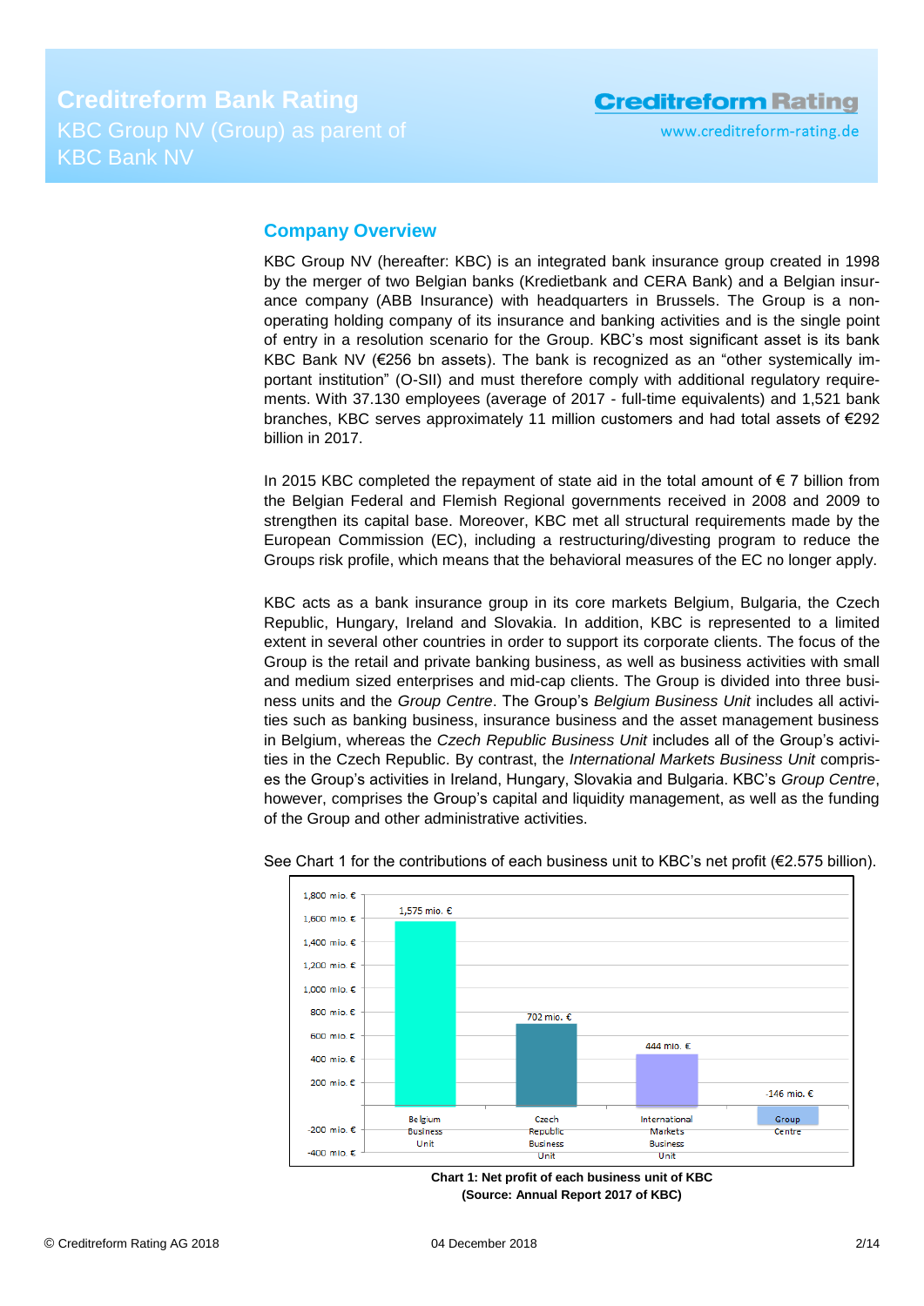## Company Overview

KBC Group NV (hereafter: KBC) is an integrated bank insurance group created in 1998 by the merger of two Belgian banks (Kredietbank and CERA Bank) and a Belgian insurance company (ABB Insurance) with headquarters in Brussels. The Group is a non-operating holding company of its insurance and banking activities and is the single point of entry in a resolution scenario for the Group. KBC's most significant asset is its bank KBC Bank NV (€256 bn assets). The bank is recognized as an "other systemically important institution" (O-SII) and must therefore comply with additional regulatory requirements. With 37.130 employees (average of 2017 - full-time equivalents) and 1,521 bank branches, KBC serves approximately 11 million customers and had total assets of €292 billion in 2017.

In 2015 KBC completed the repayment of state aid in the total amount of € 7 billion from the Belgian Federal and Flemish Regional governments received in 2008 and 2009 to strengthen its capital base. Moreover, KBC met all structural requirements made by the European Commission (EC), including a restructuring/divesting program to reduce the Groups risk profile, which means that the behavioral measures of the EC no longer apply.

KBC acts as a bank insurance group in its core markets Belgium, Bulgaria, the Czech Republic, Hungary, Ireland and Slovakia. In addition, KBC is represented to a limited extent in several other countries in order to support its corporate clients. The focus of the Group is the retail and private banking business, as well as business activities with small and medium sized enterprises and mid-cap clients. The Group is divided into three business units and the *Group Centre*. The Group's *Belgium Business Unit* includes all activities such as banking business, insurance business and the asset management business in Belgium, whereas the *Czech Republic Business Unit* includes all of the Group's activities in the Czech Republic. By contrast, the *International Markets Business Unit* comprises the Group's activities in Ireland, Hungary, Slovakia and Bulgaria. KBC's *Group Centre*, however, comprises the Group's capital and liquidity management, as well as the funding of the Group and other administrative activities.

See Chart 1 for the contributions of each business unit to KBC's net profit (€2.575 billion).

1,800 mio. €
1,600 mio. €
1,400 mio. €
1,200 mio. €
1,000 mio. €
800 mio. €
600 mio. €
400 mio. €
200 mio. €
-200 mio. €
-400 mio. €

1,575 mio. €
702 mio. €
444 mio. €
-146 mio. €

Belgium Business Unit
Czech Republic Business Unit
International Markets Business Unit
Group Centre

**Chart 1: Net profit of each business unit of KBC**
**(Source: Annual Report 2017 of KBC)**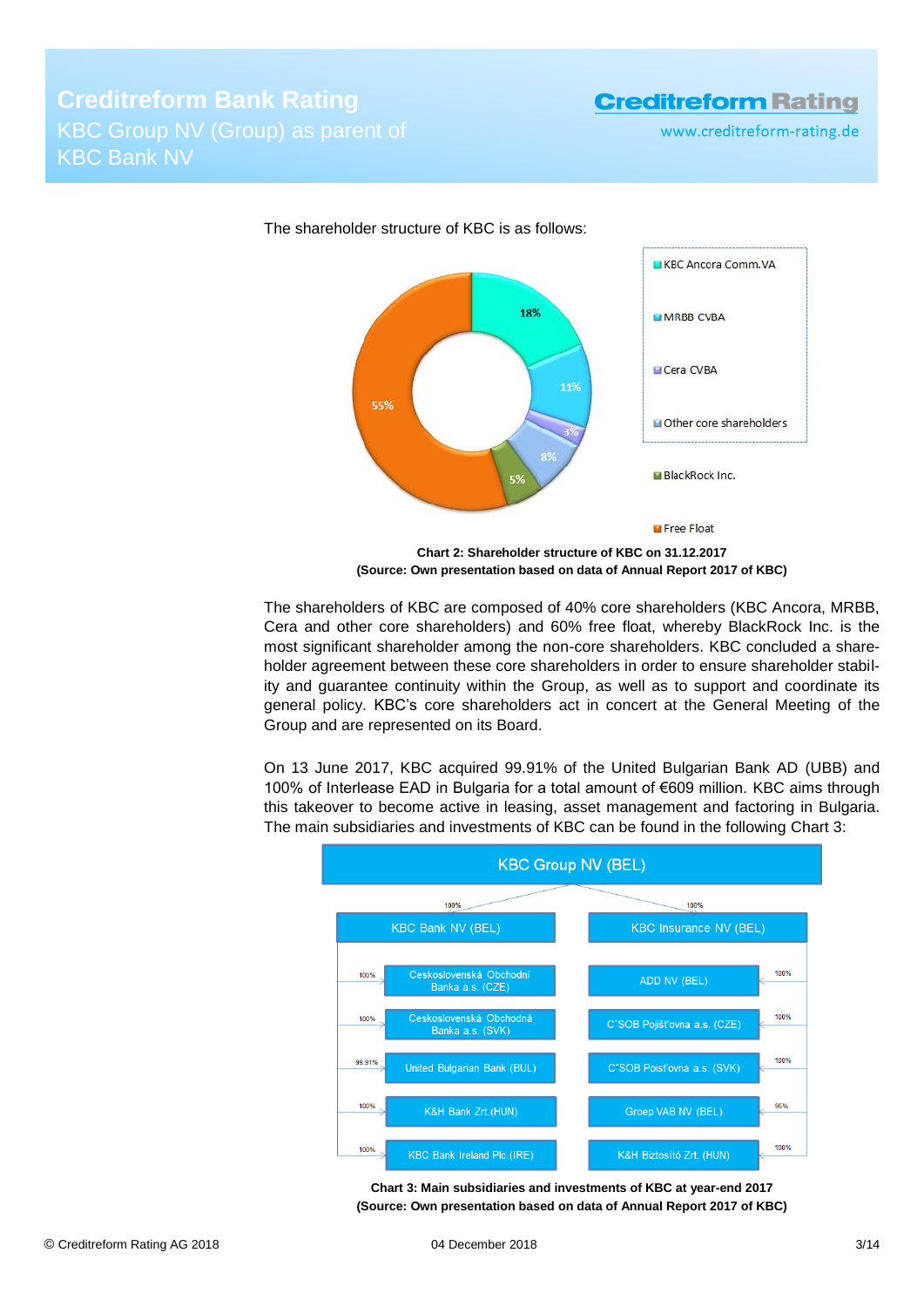The shareholder structure of KBC is as follows:

18%
11%
3%
8%
5%
55%

KBC Ancora Comm.VA
MRBB CVBA
Cera CVBA
Other core shareholders
BlackRock Inc.
Free Float

**Chart 2: Shareholder structure of KBC on 31.12.2017**
**(Source: Own presentation based on data of Annual Report 2017 of KBC)**

The shareholders of KBC are composed of 40% core shareholders (KBC Ancora, MRBB, Cera and other core shareholders) and 60% free float, whereby BlackRock Inc. is the most significant shareholder among the non-core shareholders. KBC concluded a shareholder agreement between these core shareholders in order to ensure shareholder stability and guarantee continuity within the Group, as well as to support and coordinate its general policy. KBC's core shareholders act in concert at the General Meeting of the Group and are represented on its Board.

On 13 June 2017, KBC acquired 99.91% of the United Bulgarian Bank AD (UBB) and 100% of Interlease EAD in Bulgaria for a total amount of €609 million. KBC aims through this takeover to become active in leasing, asset management and factoring in Bulgaria. The main subsidiaries and investments of KBC can be found in the following Chart 3:

KBC Group NV (BEL)

100%
KBC Bank NV (BEL)

100%
KBC Insurance NV (BEL)

100% Ceskoslovenská Obchodní Banka a.s. (CZE)
100% Ceskoslovenská Obchodná Banka a.s. (SVK)
99.91% United Bulgarian Bank (BUL)
100% K&H Bank Zrt.(HUN)
100% KBC Bank Ireland Plc.(IRE)

ADD NV (BEL) 100%
C˘SOB Pojišt'ovna a.s. (CZE) 100%
C˘SOB Poist'ovna a.s. (SVK) 100%
Groep VAB NV (BEL) 95%
K&H Biztosító Zrt. (HUN) 100%

**Chart 3: Main subsidiaries and investments of KBC at year-end 2017**
**(Source: Own presentation based on data of Annual Report 2017 of KBC)**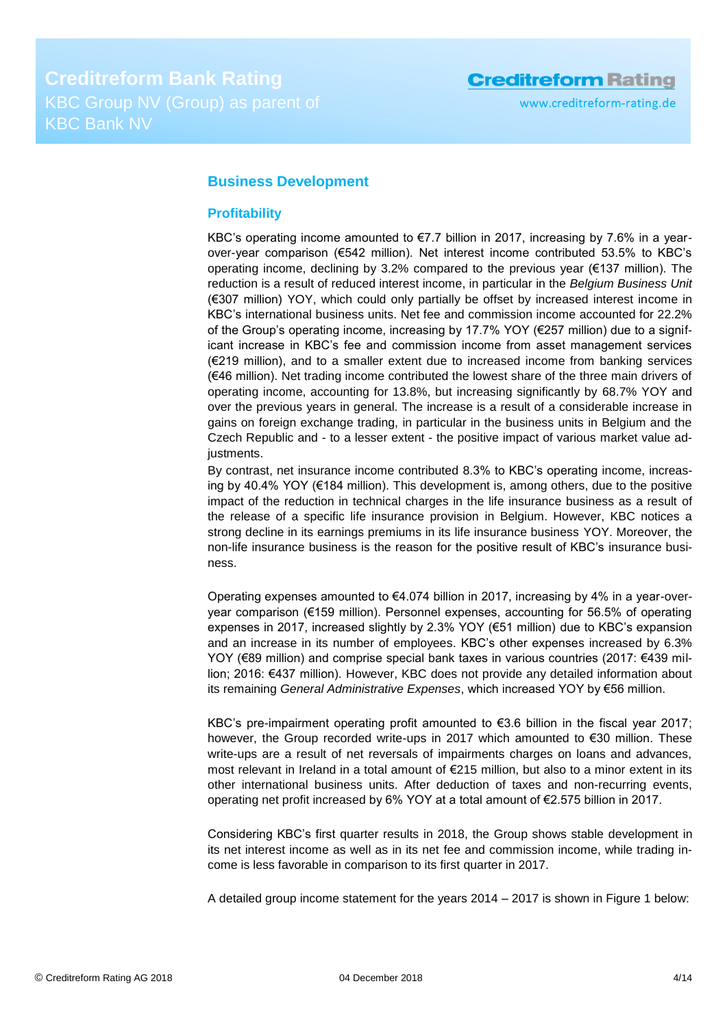## Business Development

### Profitability

KBC's operating income amounted to €7.7 billion in 2017, increasing by 7.6% in a year-over-year comparison (€542 million). Net interest income contributed 53.5% to KBC's operating income, declining by 3.2% compared to the previous year (€137 million). The reduction is a result of reduced interest income, in particular in the *Belgium Business Unit* (€307 million) YOY, which could only partially be offset by increased interest income in KBC's international business units. Net fee and commission income accounted for 22.2% of the Group's operating income, increasing by 17.7% YOY (€257 million) due to a significant increase in KBC's fee and commission income from asset management services (€219 million), and to a smaller extent due to increased income from banking services (€46 million). Net trading income contributed the lowest share of the three main drivers of operating income, accounting for 13.8%, but increasing significantly by 68.7% YOY and over the previous years in general. The increase is a result of a considerable increase in gains on foreign exchange trading, in particular in the business units in Belgium and the Czech Republic and - to a lesser extent - the positive impact of various market value adjustments.

By contrast, net insurance income contributed 8.3% to KBC's operating income, increasing by 40.4% YOY (€184 million). This development is, among others, due to the positive impact of the reduction in technical charges in the life insurance business as a result of the release of a specific life insurance provision in Belgium. However, KBC notices a strong decline in its earnings premiums in its life insurance business YOY. Moreover, the non-life insurance business is the reason for the positive result of KBC's insurance business.

Operating expenses amounted to €4.074 billion in 2017, increasing by 4% in a year-over-year comparison (€159 million). Personnel expenses, accounting for 56.5% of operating expenses in 2017, increased slightly by 2.3% YOY (€51 million) due to KBC's expansion and an increase in its number of employees. KBC's other expenses increased by 6.3% YOY (€89 million) and comprise special bank taxes in various countries (2017: €439 million; 2016: €437 million). However, KBC does not provide any detailed information about its remaining *General Administrative Expenses*, which increased YOY by €56 million.

KBC's pre-impairment operating profit amounted to €3.6 billion in the fiscal year 2017; however, the Group recorded write-ups in 2017 which amounted to €30 million. These write-ups are a result of net reversals of impairments charges on loans and advances, most relevant in Ireland in a total amount of €215 million, but also to a minor extent in its other international business units. After deduction of taxes and non-recurring events, operating net profit increased by 6% YOY at a total amount of €2.575 billion in 2017.

Considering KBC's first quarter results in 2018, the Group shows stable development in its net interest income as well as in its net fee and commission income, while trading income is less favorable in comparison to its first quarter in 2017.

A detailed group income statement for the years 2014 – 2017 is shown in Figure 1 below: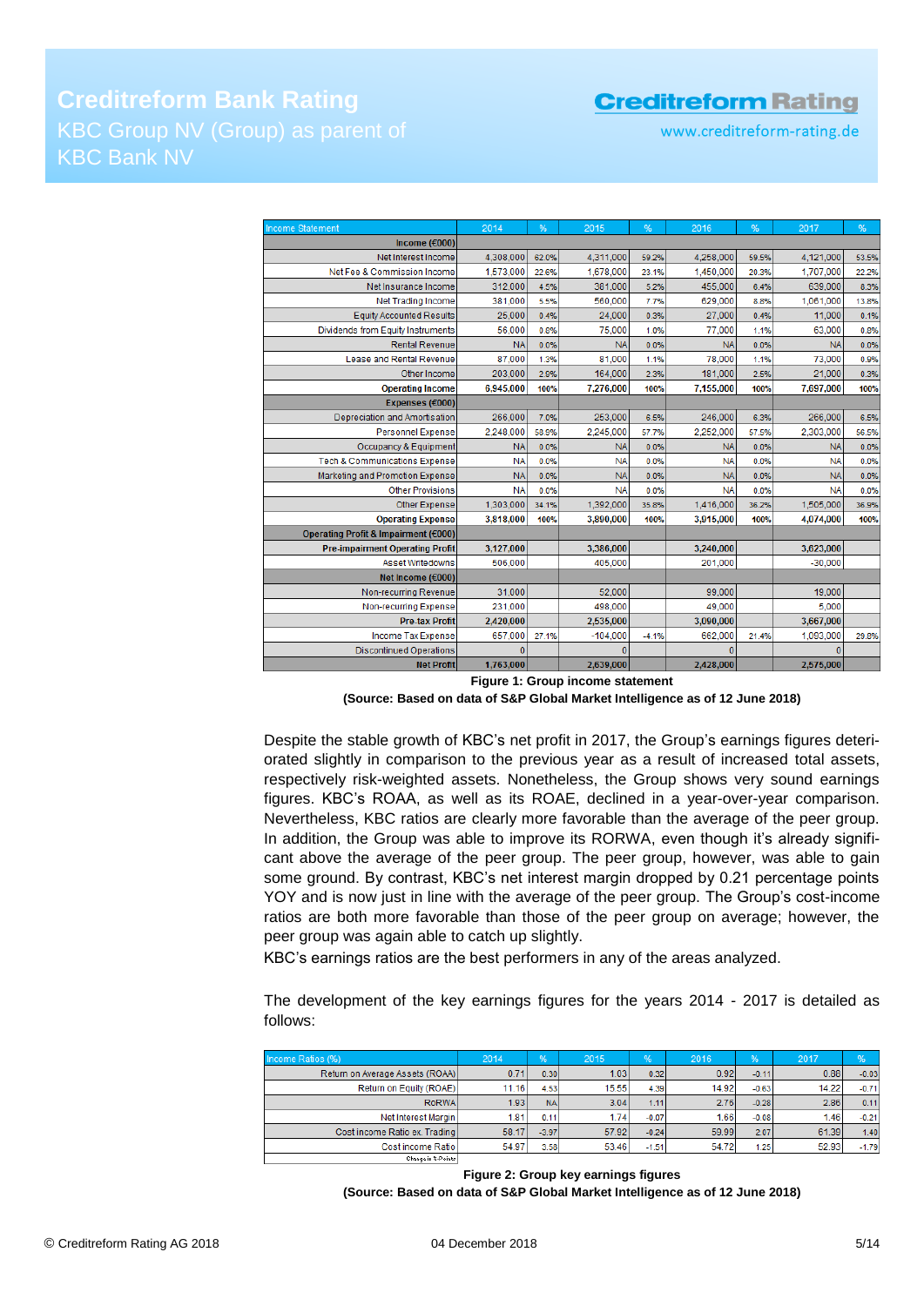| Income Statement | 2014 | % | 2015 | % | 2016 | % | 2017 | % |
|---|---|---|---|---|---|---|---|---|
| **Income (€000)** | | | | | | | | |
| Net Interest Income | 4,308,000 | 62.0% | 4,311,000 | 59.2% | 4,258,000 | 59.5% | 4,121,000 | 53.5% |
| Net Fee & Commission Income | 1,573,000 | 22.6% | 1,678,000 | 23.1% | 1,450,000 | 20.3% | 1,707,000 | 22.2% |
| Net Insurance Income | 312,000 | 4.5% | 381,000 | 5.2% | 455,000 | 6.4% | 639,000 | 8.3% |
| Net Trading Income | 381,000 | 5.5% | 560,000 | 7.7% | 629,000 | 8.8% | 1,061,000 | 13.8% |
| Equity Accounted Results | 25,000 | 0.4% | 24,000 | 0.3% | 27,000 | 0.4% | 11,000 | 0.1% |
| Dividends from Equity Instruments | 56,000 | 0.8% | 75,000 | 1.0% | 77,000 | 1.1% | 63,000 | 0.8% |
| Rental Revenue | NA | 0.0% | NA | 0.0% | NA | 0.0% | NA | 0.0% |
| Lease and Rental Revenue | 87,000 | 1.3% | 81,000 | 1.1% | 78,000 | 1.1% | 73,000 | 0.9% |
| Other Income | 203,000 | 2.9% | 164,000 | 2.3% | 181,000 | 2.5% | 21,000 | 0.3% |
| **Operating Income** | **6,945,000** | **100%** | **7,276,000** | **100%** | **7,155,000** | **100%** | **7,697,000** | **100%** |
| **Expenses (€000)** | | | | | | | | |
| Depreciation and Amortisation | 266,000 | 7.0% | 253,000 | 6.5% | 246,000 | 6.3% | 266,000 | 6.5% |
| Personnel Expense | 2,248,000 | 58.9% | 2,245,000 | 57.7% | 2,252,000 | 57.5% | 2,303,000 | 56.5% |
| Occupancy & Equipment | NA | 0.0% | NA | 0.0% | NA | 0.0% | NA | 0.0% |
| Tech & Communications Expense | NA | 0.0% | NA | 0.0% | NA | 0.0% | NA | 0.0% |
| Marketing and Promotion Expense | NA | 0.0% | NA | 0.0% | NA | 0.0% | NA | 0.0% |
| Other Provisions | NA | 0.0% | NA | 0.0% | NA | 0.0% | NA | 0.0% |
| Other Expense | 1,303,000 | 34.1% | 1,392,000 | 35.8% | 1,416,000 | 36.2% | 1,505,000 | 36.9% |
| **Operating Expense** | **3,818,000** | **100%** | **3,890,000** | **100%** | **3,915,000** | **100%** | **4,074,000** | **100%** |
| **Operating Profit & Impairment (€000)** | | | | | | | | |
| **Pre-impairment Operating Profit** | **3,127,000** | | **3,386,000** | | **3,240,000** | | **3,623,000** | |
| Asset Writedowns | 506,000 | | 405,000 | | 201,000 | | -30,000 | |
| **Net Income (€000)** | | | | | | | | |
| Non-recurring Revenue | 31,000 | | 52,000 | | 99,000 | | 19,000 | |
| Non-recurring Expense | 231,000 | | 498,000 | | 49,000 | | 5,000 | |
| **Pre-tax Profit** | **2,420,000** | | **2,535,000** | | **3,090,000** | | **3,667,000** | |
| Income Tax Expense | 657,000 | 27.1% | -104,000 | -4.1% | 662,000 | 21.4% | 1,093,000 | 29.8% |
| Discontinued Operations | 0 | | 0 | | 0 | | 0 | |
| **Net Profit** | **1,763,000** | | **2,639,000** | | **2,428,000** | | **2,575,000** | |

**Figure 1: Group income statement**

**(Source: Based on data of S&P Global Market Intelligence as of 12 June 2018)**

Despite the stable growth of KBC's net profit in 2017, the Group's earnings figures deteriorated slightly in comparison to the previous year as a result of increased total assets, respectively risk-weighted assets. Nonetheless, the Group shows very sound earnings figures. KBC's ROAA, as well as its ROAE, declined in a year-over-year comparison. Nevertheless, KBC ratios are clearly more favorable than the average of the peer group. In addition, the Group was able to improve its RORWA, even though it's already significant above the average of the peer group. The peer group, however, was able to gain some ground. By contrast, KBC's net interest margin dropped by 0.21 percentage points YOY and is now just in line with the average of the peer group. The Group's cost-income ratios are both more favorable than those of the peer group on average; however, the peer group was again able to catch up slightly.

KBC's earnings ratios are the best performers in any of the areas analyzed.

The development of the key earnings figures for the years 2014 - 2017 is detailed as follows:

| Income Ratios (%) | 2014 | % | 2015 | % | 2016 | % | 2017 | % |
|---|---|---|---|---|---|---|---|---|
| Return on Average Assets (ROAA) | 0.71 | 0.30 | 1.03 | 0.32 | 0.92 | -0.11 | 0.88 | -0.03 |
| Return on Equity (ROAE) | 11.16 | 4.53 | 15.55 | 4.39 | 14.92 | -0.63 | 14.22 | -0.71 |
| RORWA | 1.93 | NA | 3.04 | 1.11 | 2.76 | -0.28 | 2.86 | 0.11 |
| Net Interest Margin | 1.81 | 0.11 | 1.74 | -0.07 | 1.66 | -0.08 | 1.46 | -0.21 |
| Cost income Ratio ex. Trading | 58.17 | -3.97 | 57.92 | -0.24 | 59.99 | 2.07 | 61.39 | 1.40 |
| Cost income Ratio | 54.97 | 3.58 | 53.46 | -1.51 | 54.72 | 1.25 | 52.93 | -1.79 |
| Change in %-Points | | | | | | | | |

**Figure 2: Group key earnings figures**

**(Source: Based on data of S&P Global Market Intelligence as of 12 June 2018)**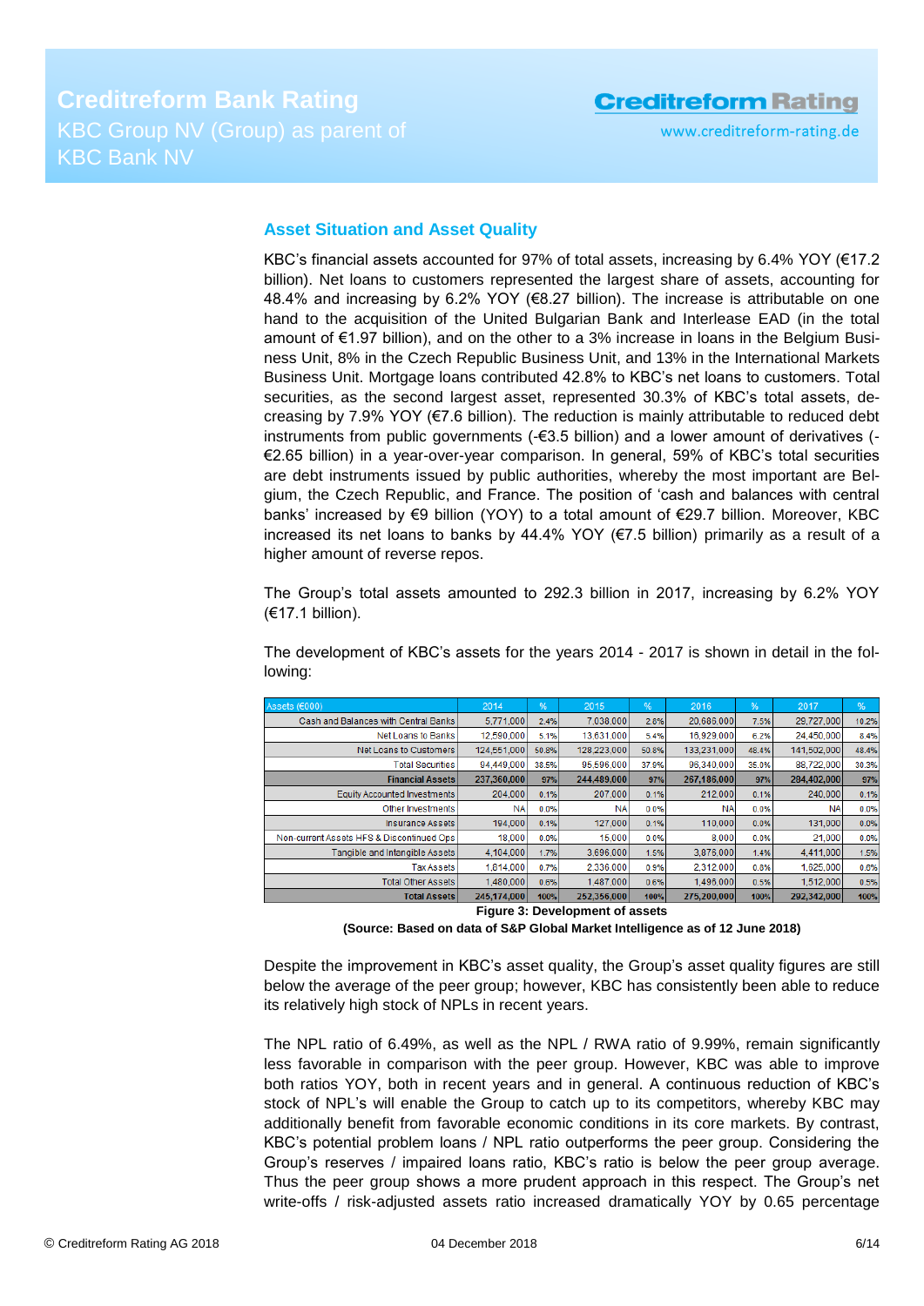## Asset Situation and Asset Quality

KBC's financial assets accounted for 97% of total assets, increasing by 6.4% YOY (€17.2 billion). Net loans to customers represented the largest share of assets, accounting for 48.4% and increasing by 6.2% YOY (€8.27 billion). The increase is attributable on one hand to the acquisition of the United Bulgarian Bank and Interlease EAD (in the total amount of €1.97 billion), and on the other to a 3% increase in loans in the Belgium Business Unit, 8% in the Czech Republic Business Unit, and 13% in the International Markets Business Unit. Mortgage loans contributed 42.8% to KBC's net loans to customers. Total securities, as the second largest asset, represented 30.3% of KBC's total assets, decreasing by 7.9% YOY (€7.6 billion). The reduction is mainly attributable to reduced debt instruments from public governments (-€3.5 billion) and a lower amount of derivatives (-€2.65 billion) in a year-over-year comparison. In general, 59% of KBC's total securities are debt instruments issued by public authorities, whereby the most important are Belgium, the Czech Republic, and France. The position of 'cash and balances with central banks' increased by €9 billion (YOY) to a total amount of €29.7 billion. Moreover, KBC increased its net loans to banks by 44.4% YOY (€7.5 billion) primarily as a result of a higher amount of reverse repos.

The Group's total assets amounted to 292.3 billion in 2017, increasing by 6.2% YOY (€17.1 billion).

The development of KBC's assets for the years 2014 - 2017 is shown in detail in the following:

| Assets (€000) | 2014 | % | 2015 | % | 2016 | % | 2017 | % |
|---|---|---|---|---|---|---|---|---|
| Cash and Balances with Central Banks | 5,771,000 | 2.4% | 7,038,000 | 2.8% | 20,686,000 | 7.5% | 29,727,000 | 10.2% |
| Net Loans to Banks | 12,590,000 | 5.1% | 13,631,000 | 5.4% | 16,929,000 | 6.2% | 24,450,000 | 8.4% |
| Net Loans to Customers | 124,551,000 | 50.8% | 128,223,000 | 50.8% | 133,231,000 | 48.4% | 141,502,000 | 48.4% |
| Total Securities | 94,449,000 | 38.5% | 95,596,000 | 37.9% | 96,340,000 | 35.0% | 88,722,000 | 30.3% |
| **Financial Assets** | **237,360,000** | **97%** | **244,489,000** | **97%** | **267,186,000** | **97%** | **284,402,000** | **97%** |
| Equity Accounted Investments | 204,000 | 0.1% | 207,000 | 0.1% | 212,000 | 0.1% | 240,000 | 0.1% |
| Other Investments | NA | 0.0% | NA | 0.0% | NA | 0.0% | NA | 0.0% |
| Insurance Assets | 194,000 | 0.1% | 127,000 | 0.1% | 110,000 | 0.0% | 131,000 | 0.0% |
| Non-current Assets HFS & Discontinued Ops | 18,000 | 0.0% | 15,000 | 0.0% | 8,000 | 0.0% | 21,000 | 0.0% |
| Tangible and Intangible Assets | 4,104,000 | 1.7% | 3,696,000 | 1.5% | 3,876,000 | 1.4% | 4,411,000 | 1.5% |
| Tax Assets | 1,814,000 | 0.7% | 2,336,000 | 0.9% | 2,312,000 | 0.8% | 1,625,000 | 0.6% |
| Total Other Assets | 1,480,000 | 0.6% | 1,487,000 | 0.6% | 1,495,000 | 0.5% | 1,512,000 | 0.5% |
| **Total Assets** | **245,174,000** | **100%** | **252,356,000** | **100%** | **275,200,000** | **100%** | **292,342,000** | **100%** |

**Figure 3: Development of assets**
**(Source: Based on data of S&P Global Market Intelligence as of 12 June 2018)**

Despite the improvement in KBC's asset quality, the Group's asset quality figures are still below the average of the peer group; however, KBC has consistently been able to reduce its relatively high stock of NPLs in recent years.

The NPL ratio of 6.49%, as well as the NPL / RWA ratio of 9.99%, remain significantly less favorable in comparison with the peer group. However, KBC was able to improve both ratios YOY, both in recent years and in general. A continuous reduction of KBC's stock of NPL's will enable the Group to catch up to its competitors, whereby KBC may additionally benefit from favorable economic conditions in its core markets. By contrast, KBC's potential problem loans / NPL ratio outperforms the peer group. Considering the Group's reserves / impaired loans ratio, KBC's ratio is below the peer group average. Thus the peer group shows a more prudent approach in this respect. The Group's net write-offs / risk-adjusted assets ratio increased dramatically YOY by 0.65 percentage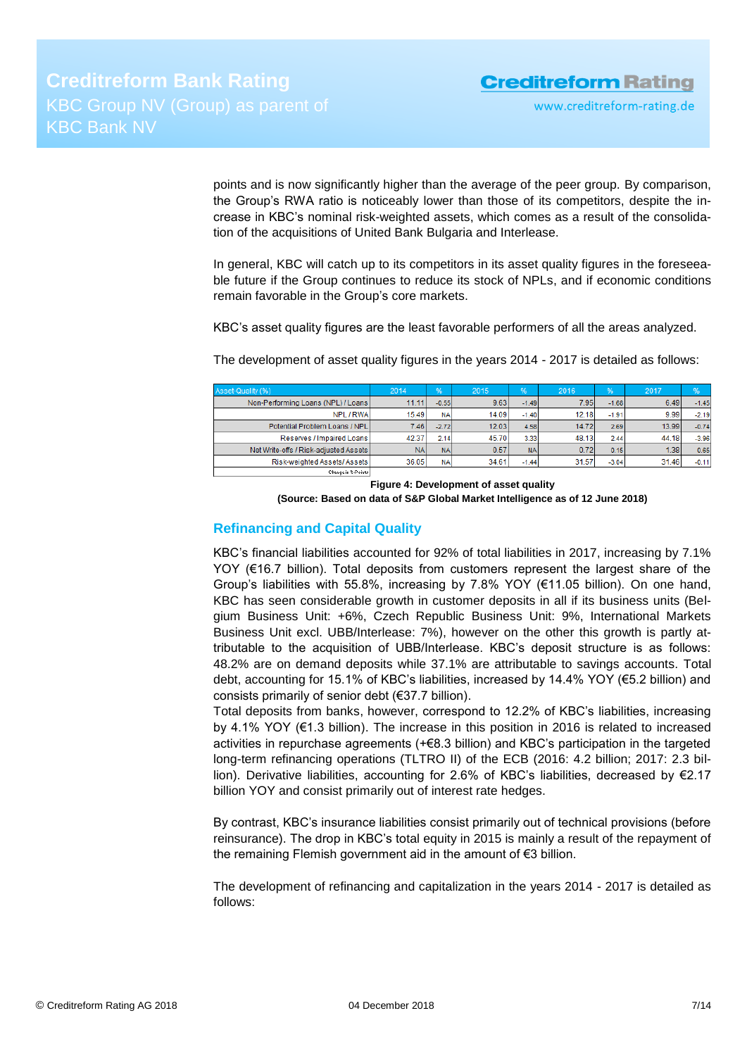points and is now significantly higher than the average of the peer group. By comparison, the Group's RWA ratio is noticeably lower than those of its competitors, despite the increase in KBC's nominal risk-weighted assets, which comes as a result of the consolidation of the acquisitions of United Bank Bulgaria and Interlease.

In general, KBC will catch up to its competitors in its asset quality figures in the foreseeable future if the Group continues to reduce its stock of NPLs, and if economic conditions remain favorable in the Group's core markets.

KBC's asset quality figures are the least favorable performers of all the areas analyzed.

The development of asset quality figures in the years 2014 - 2017 is detailed as follows:

| Asset-Quality (%) | 2014 | % | 2015 | % | 2016 | % | 2017 | % |
|---|---|---|---|---|---|---|---|---|
| Non-Performing Loans (NPL) / Loans | 11.11 | -0.55 | 9.63 | -1.49 | 7.95 | -1.68 | 6.49 | -1.45 |
| NPL / RWA | 15.49 | NA | 14.09 | -1.40 | 12.18 | -1.91 | 9.99 | -2.19 |
| Potential Problem Loans / NPL | 7.46 | -2.72 | 12.03 | 4.58 | 14.72 | 2.69 | 13.99 | -0.74 |
| Reserves / Impaired Loans | 42.37 | 2.14 | 45.70 | 3.33 | 48.13 | 2.44 | 44.18 | -3.96 |
| Net Write-offs / Risk-adjusted Assets | NA | NA | 0.57 | NA | 0.72 | 0.15 | 1.38 | 0.65 |
| Risk-weighted Assets/ Assets | 36.05 | NA | 34.61 | -1.44 | 31.57 | -3.04 | 31.46 | -0.11 |
| Change in %-Points | | | | | | | | |

**Figure 4: Development of asset quality**
**(Source: Based on data of S&P Global Market Intelligence as of 12 June 2018)**

## Refinancing and Capital Quality

KBC's financial liabilities accounted for 92% of total liabilities in 2017, increasing by 7.1% YOY (€16.7 billion). Total deposits from customers represent the largest share of the Group's liabilities with 55.8%, increasing by 7.8% YOY (€11.05 billion). On one hand, KBC has seen considerable growth in customer deposits in all if its business units (Belgium Business Unit: +6%, Czech Republic Business Unit: 9%, International Markets Business Unit excl. UBB/Interlease: 7%), however on the other this growth is partly attributable to the acquisition of UBB/Interlease. KBC's deposit structure is as follows: 48.2% are on demand deposits while 37.1% are attributable to savings accounts. Total debt, accounting for 15.1% of KBC's liabilities, increased by 14.4% YOY (€5.2 billion) and consists primarily of senior debt (€37.7 billion).
Total deposits from banks, however, correspond to 12.2% of KBC's liabilities, increasing by 4.1% YOY (€1.3 billion). The increase in this position in 2016 is related to increased activities in repurchase agreements (+€8.3 billion) and KBC's participation in the targeted long-term refinancing operations (TLTRO II) of the ECB (2016: 4.2 billion; 2017: 2.3 billion). Derivative liabilities, accounting for 2.6% of KBC's liabilities, decreased by €2.17 billion YOY and consist primarily out of interest rate hedges.

By contrast, KBC's insurance liabilities consist primarily out of technical provisions (before reinsurance). The drop in KBC's total equity in 2015 is mainly a result of the repayment of the remaining Flemish government aid in the amount of €3 billion.

The development of refinancing and capitalization in the years 2014 - 2017 is detailed as follows: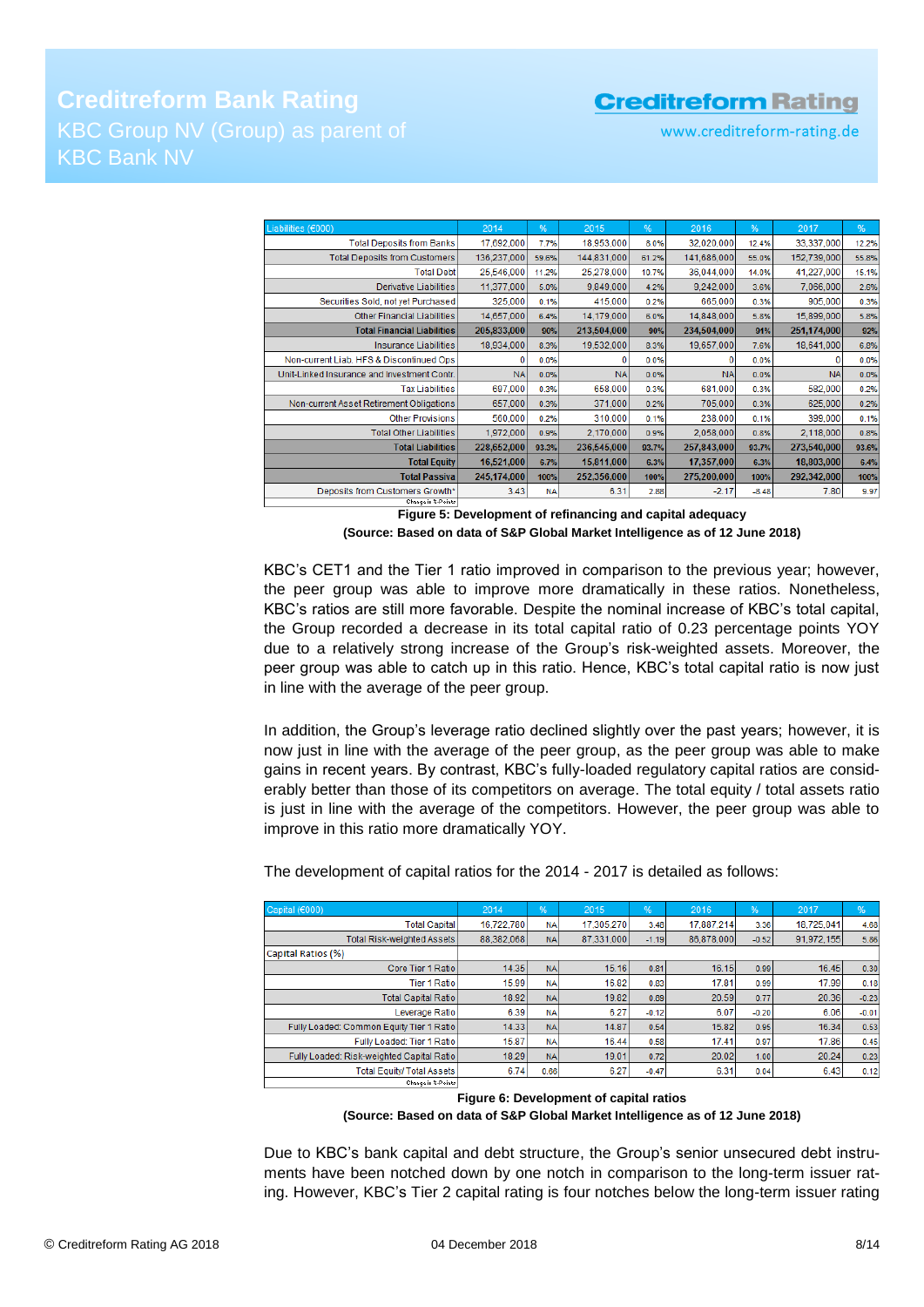| Liabilities (€000) | 2014 | % | 2015 | % | 2016 | % | 2017 | % |
|---|---|---|---|---|---|---|---|---|
| Total Deposits from Banks | 17,092,000 | 7.7% | 18,953,000 | 8.0% | 32,020,000 | 12.4% | 33,337,000 | 12.2% |
| Total Deposits from Customers | 136,237,000 | 59.6% | 144,831,000 | 61.2% | 141,686,000 | 55.0% | 152,739,000 | 55.8% |
| Total Debt | 25,546,000 | 11.2% | 25,278,000 | 10.7% | 36,044,000 | 14.0% | 41,227,000 | 15.1% |
| Derivative Liabilities | 11,377,000 | 5.0% | 9,849,000 | 4.2% | 9,242,000 | 3.6% | 7,066,000 | 2.6% |
| Securities Sold, not yet Purchased | 325,000 | 0.1% | 415,000 | 0.2% | 665,000 | 0.3% | 905,000 | 0.3% |
| Other Financial Liabilities | 14,657,000 | 6.4% | 14,179,000 | 6.0% | 14,848,000 | 5.8% | 15,899,000 | 5.8% |
| **Total Financial Liabilities** | **205,833,000** | **90%** | **213,504,000** | **90%** | **234,504,000** | **91%** | **251,174,000** | **92%** |
| Insurance Liabilities | 18,934,000 | 8.3% | 19,532,000 | 8.3% | 19,657,000 | 7.6% | 18,641,000 | 6.8% |
| Non-current Liab. HFS & Discontinued Ops | 0 | 0.0% | 0 | 0.0% | 0 | 0.0% | 0 | 0.0% |
| Unit-Linked Insurance and Investment Contr. | NA | 0.0% | NA | 0.0% | NA | 0.0% | NA | 0.0% |
| Tax Liabilities | 697,000 | 0.3% | 658,000 | 0.3% | 681,000 | 0.3% | 582,000 | 0.2% |
| Non-current Asset Retirement Obligations | 657,000 | 0.3% | 371,000 | 0.2% | 705,000 | 0.3% | 625,000 | 0.2% |
| Other Provisions | 560,000 | 0.2% | 310,000 | 0.1% | 238,000 | 0.1% | 399,000 | 0.1% |
| Total Other Liabilities | 1,972,000 | 0.9% | 2,170,000 | 0.9% | 2,058,000 | 0.8% | 2,118,000 | 0.8% |
| **Total Liabilities** | **228,652,000** | **93.3%** | **236,545,000** | **93.7%** | **257,843,000** | **93.7%** | **273,540,000** | **93.6%** |
| **Total Equity** | **16,521,000** | **6.7%** | **15,811,000** | **6.3%** | **17,357,000** | **6.3%** | **18,803,000** | **6.4%** |
| **Total Passiva** | **245,174,000** | **100%** | **252,356,000** | **100%** | **275,200,000** | **100%** | **292,342,000** | **100%** |
| Deposits from Customers Growth* | 3.43 | NA | 6.31 | 2.88 | -2.17 | -8.48 | 7.80 | 9.97 |
| *Change in %-Points | | | | | | | | |

**Figure 5: Development of refinancing and capital adequacy**
**(Source: Based on data of S&P Global Market Intelligence as of 12 June 2018)**

KBC's CET1 and the Tier 1 ratio improved in comparison to the previous year; however, the peer group was able to improve more dramatically in these ratios. Nonetheless, KBC's ratios are still more favorable. Despite the nominal increase of KBC's total capital, the Group recorded a decrease in its total capital ratio of 0.23 percentage points YOY due to a relatively strong increase of the Group's risk-weighted assets. Moreover, the peer group was able to catch up in this ratio. Hence, KBC's total capital ratio is now just in line with the average of the peer group.

In addition, the Group's leverage ratio declined slightly over the past years; however, it is now just in line with the average of the peer group, as the peer group was able to make gains in recent years. By contrast, KBC's fully-loaded regulatory capital ratios are considerably better than those of its competitors on average. The total equity / total assets ratio is just in line with the average of the competitors. However, the peer group was able to improve in this ratio more dramatically YOY.

The development of capital ratios for the 2014 - 2017 is detailed as follows:

| Capital (€000) | 2014 | % | 2015 | % | 2016 | % | 2017 | % |
|---|---|---|---|---|---|---|---|---|
| Total Capital | 16,722,760 | NA | 17,305,270 | 3.48 | 17,887,214 | 3.36 | 18,725,041 | 4.68 |
| Total Risk-weighted Assets | 88,382,068 | NA | 87,331,000 | -1.19 | 86,878,000 | -0.52 | 91,972,155 | 5.86 |
| Capital Ratios (%) | | | | | | | | |
| Core Tier 1 Ratio | 14.35 | NA | 15.16 | 0.81 | 16.15 | 0.99 | 16.45 | 0.30 |
| Tier 1 Ratio | 15.99 | NA | 16.82 | 0.83 | 17.81 | 0.99 | 17.99 | 0.18 |
| Total Capital Ratio | 18.92 | NA | 19.82 | 0.89 | 20.59 | 0.77 | 20.36 | -0.23 |
| Leverage Ratio | 6.39 | NA | 6.27 | -0.12 | 6.07 | -0.20 | 6.06 | -0.01 |
| Fully Loaded: Common Equity Tier 1 Ratio | 14.33 | NA | 14.87 | 0.54 | 15.82 | 0.95 | 16.34 | 0.53 |
| Fully Loaded: Tier 1 Ratio | 15.87 | NA | 16.44 | 0.58 | 17.41 | 0.97 | 17.86 | 0.45 |
| Fully Loaded: Risk-weighted Capital Ratio | 18.29 | NA | 19.01 | 0.72 | 20.02 | 1.00 | 20.24 | 0.23 |
| Total Equity/ Total Assets | 6.74 | 0.66 | 6.27 | -0.47 | 6.31 | 0.04 | 6.43 | 0.12 |
| *Change in %-Points | | | | | | | | |

**Figure 6: Development of capital ratios**
**(Source: Based on data of S&P Global Market Intelligence as of 12 June 2018)**

Due to KBC's bank capital and debt structure, the Group's senior unsecured debt instruments have been notched down by one notch in comparison to the long-term issuer rating. However, KBC's Tier 2 capital rating is four notches below the long-term issuer rating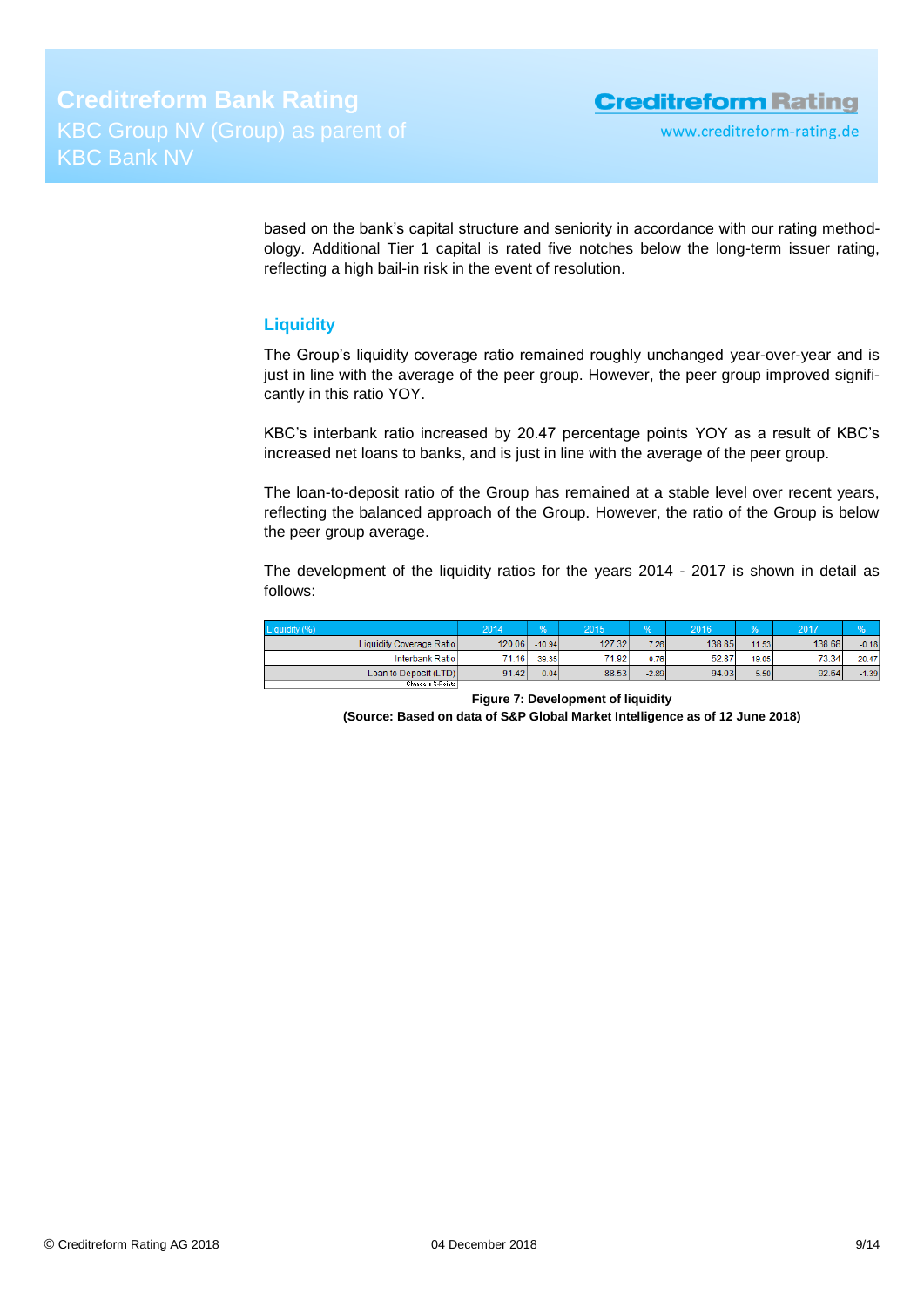based on the bank's capital structure and seniority in accordance with our rating methodology. Additional Tier 1 capital is rated five notches below the long-term issuer rating, reflecting a high bail-in risk in the event of resolution.

## Liquidity

The Group's liquidity coverage ratio remained roughly unchanged year-over-year and is just in line with the average of the peer group. However, the peer group improved significantly in this ratio YOY.

KBC's interbank ratio increased by 20.47 percentage points YOY as a result of KBC's increased net loans to banks, and is just in line with the average of the peer group.

The loan-to-deposit ratio of the Group has remained at a stable level over recent years, reflecting the balanced approach of the Group. However, the ratio of the Group is below the peer group average.

The development of the liquidity ratios for the years 2014 - 2017 is shown in detail as follows:

| Liquidity (%) | 2014 | % | 2015 | % | 2016 | % | 2017 | % |
|---|---|---|---|---|---|---|---|---|
| Liquidity Coverage Ratio | 120.06 | -10.94 | 127.32 | 7.26 | 138.85 | 11.53 | 138.68 | -0.18 |
| Interbank Ratio | 71.16 | -39.35 | 71.92 | 0.76 | 52.87 | -19.05 | 73.34 | 20.47 |
| Loan to Deposit (LTD) | 91.42 | 0.04 | 88.53 | -2.89 | 94.03 | 5.50 | 92.64 | -1.39 |
| Change in %-Points | | | | | | | | |

**Figure 7: Development of liquidity**
**(Source: Based on data of S&P Global Market Intelligence as of 12 June 2018)**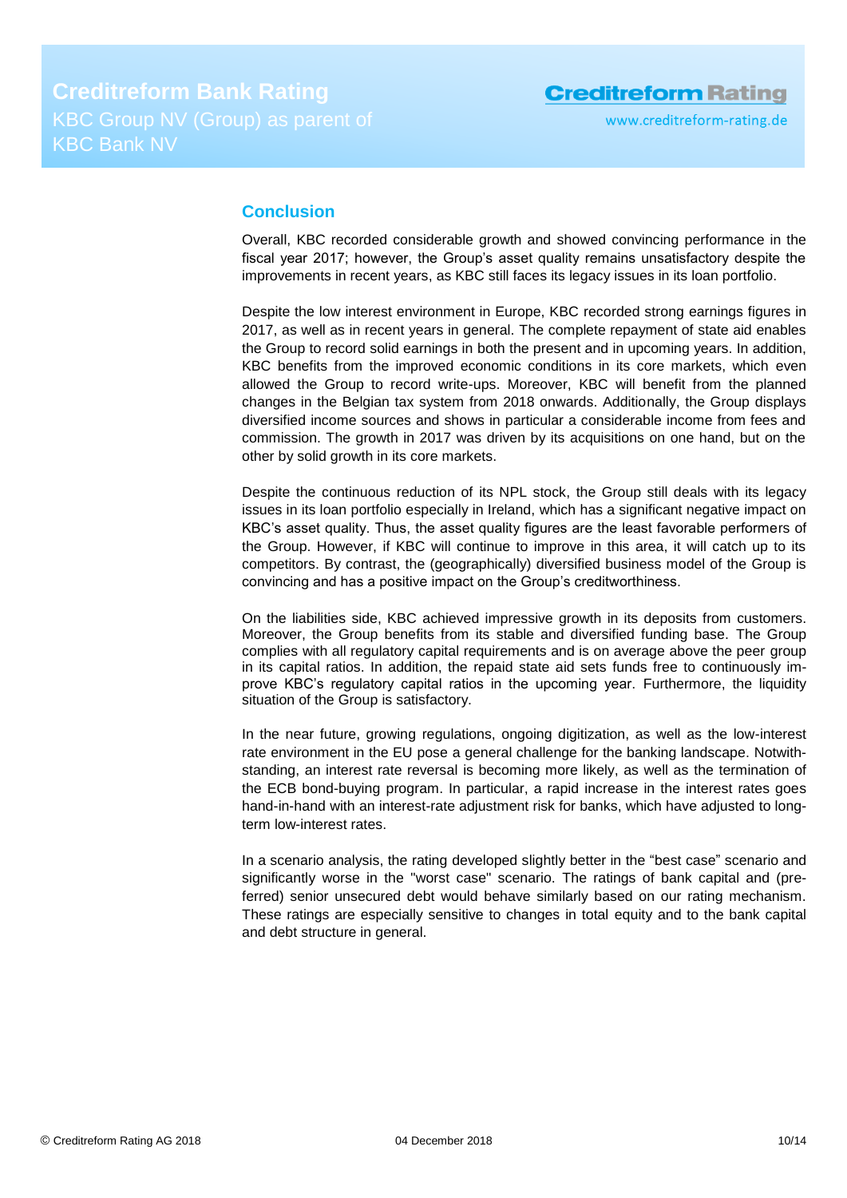## Conclusion

Overall, KBC recorded considerable growth and showed convincing performance in the fiscal year 2017; however, the Group's asset quality remains unsatisfactory despite the improvements in recent years, as KBC still faces its legacy issues in its loan portfolio.

Despite the low interest environment in Europe, KBC recorded strong earnings figures in 2017, as well as in recent years in general. The complete repayment of state aid enables the Group to record solid earnings in both the present and in upcoming years. In addition, KBC benefits from the improved economic conditions in its core markets, which even allowed the Group to record write-ups. Moreover, KBC will benefit from the planned changes in the Belgian tax system from 2018 onwards. Additionally, the Group displays diversified income sources and shows in particular a considerable income from fees and commission. The growth in 2017 was driven by its acquisitions on one hand, but on the other by solid growth in its core markets.

Despite the continuous reduction of its NPL stock, the Group still deals with its legacy issues in its loan portfolio especially in Ireland, which has a significant negative impact on KBC's asset quality. Thus, the asset quality figures are the least favorable performers of the Group. However, if KBC will continue to improve in this area, it will catch up to its competitors. By contrast, the (geographically) diversified business model of the Group is convincing and has a positive impact on the Group's creditworthiness.

On the liabilities side, KBC achieved impressive growth in its deposits from customers. Moreover, the Group benefits from its stable and diversified funding base. The Group complies with all regulatory capital requirements and is on average above the peer group in its capital ratios. In addition, the repaid state aid sets funds free to continuously improve KBC's regulatory capital ratios in the upcoming year. Furthermore, the liquidity situation of the Group is satisfactory.

In the near future, growing regulations, ongoing digitization, as well as the low-interest rate environment in the EU pose a general challenge for the banking landscape. Notwithstanding, an interest rate reversal is becoming more likely, as well as the termination of the ECB bond-buying program. In particular, a rapid increase in the interest rates goes hand-in-hand with an interest-rate adjustment risk for banks, which have adjusted to long-term low-interest rates.

In a scenario analysis, the rating developed slightly better in the "best case" scenario and significantly worse in the "worst case" scenario. The ratings of bank capital and (preferred) senior unsecured debt would behave similarly based on our rating mechanism. These ratings are especially sensitive to changes in total equity and to the bank capital and debt structure in general.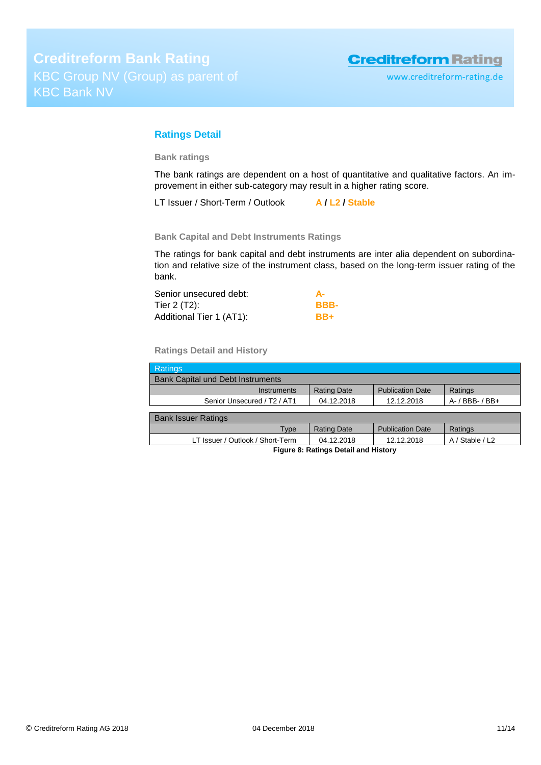## Ratings Detail

### Bank ratings

The bank ratings are dependent on a host of quantitative and qualitative factors. An improvement in either sub-category may result in a higher rating score.

LT Issuer / Short-Term / Outlook **A / L2 / Stable**

### Bank Capital and Debt Instruments Ratings

The ratings for bank capital and debt instruments are inter alia dependent on subordination and relative size of the instrument class, based on the long-term issuer rating of the bank.

| | |
|---|---|
| Senior unsecured debt: | **A-** |
| Tier 2 (T2): | **BBB-** |
| Additional Tier 1 (AT1): | **BB+** |

### Ratings Detail and History

| Ratings | | | |
|---|---|---|---|
| **Bank Capital und Debt Instruments** | | | |
| Instruments | Rating Date | Publication Date | Ratings |
| Senior Unsecured / T2 / AT1 | 04.12.2018 | 12.12.2018 | A- / BBB- / BB+ |
| **Bank Issuer Ratings** | | | |
| Type | Rating Date | Publication Date | Ratings |
| LT Issuer / Outlook / Short-Term | 04.12.2018 | 12.12.2018 | A / Stable / L2 |

**Figure 8: Ratings Detail and History**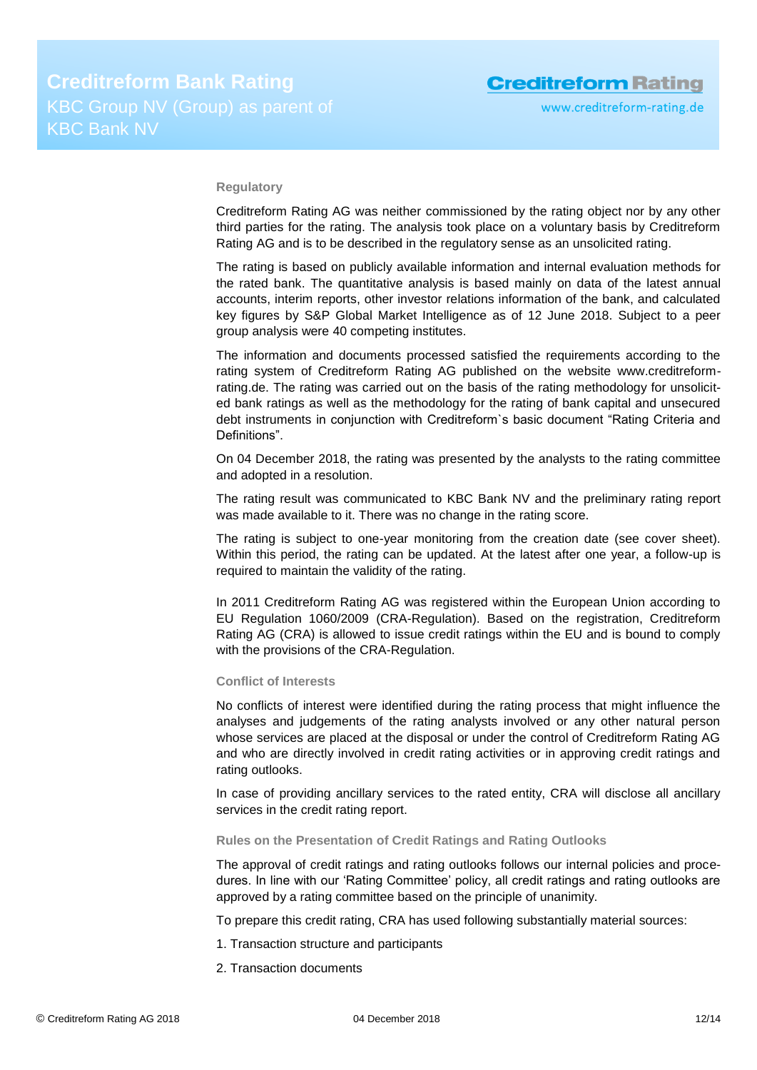### Regulatory

Creditreform Rating AG was neither commissioned by the rating object nor by any other third parties for the rating. The analysis took place on a voluntary basis by Creditreform Rating AG and is to be described in the regulatory sense as an unsolicited rating.

The rating is based on publicly available information and internal evaluation methods for the rated bank. The quantitative analysis is based mainly on data of the latest annual accounts, interim reports, other investor relations information of the bank, and calculated key figures by S&P Global Market Intelligence as of 12 June 2018. Subject to a peer group analysis were 40 competing institutes.

The information and documents processed satisfied the requirements according to the rating system of Creditreform Rating AG published on the website www.creditreform-rating.de. The rating was carried out on the basis of the rating methodology for unsolicited bank ratings as well as the methodology for the rating of bank capital and unsecured debt instruments in conjunction with Creditreform`s basic document "Rating Criteria and Definitions".

On 04 December 2018, the rating was presented by the analysts to the rating committee and adopted in a resolution.

The rating result was communicated to KBC Bank NV and the preliminary rating report was made available to it. There was no change in the rating score.

The rating is subject to one-year monitoring from the creation date (see cover sheet). Within this period, the rating can be updated. At the latest after one year, a follow-up is required to maintain the validity of the rating.

In 2011 Creditreform Rating AG was registered within the European Union according to EU Regulation 1060/2009 (CRA-Regulation). Based on the registration, Creditreform Rating AG (CRA) is allowed to issue credit ratings within the EU and is bound to comply with the provisions of the CRA-Regulation.

### Conflict of Interests

No conflicts of interest were identified during the rating process that might influence the analyses and judgements of the rating analysts involved or any other natural person whose services are placed at the disposal or under the control of Creditreform Rating AG and who are directly involved in credit rating activities or in approving credit ratings and rating outlooks.

In case of providing ancillary services to the rated entity, CRA will disclose all ancillary services in the credit rating report.

### Rules on the Presentation of Credit Ratings and Rating Outlooks

The approval of credit ratings and rating outlooks follows our internal policies and procedures. In line with our 'Rating Committee' policy, all credit ratings and rating outlooks are approved by a rating committee based on the principle of unanimity.

To prepare this credit rating, CRA has used following substantially material sources:

1. Transaction structure and participants

2. Transaction documents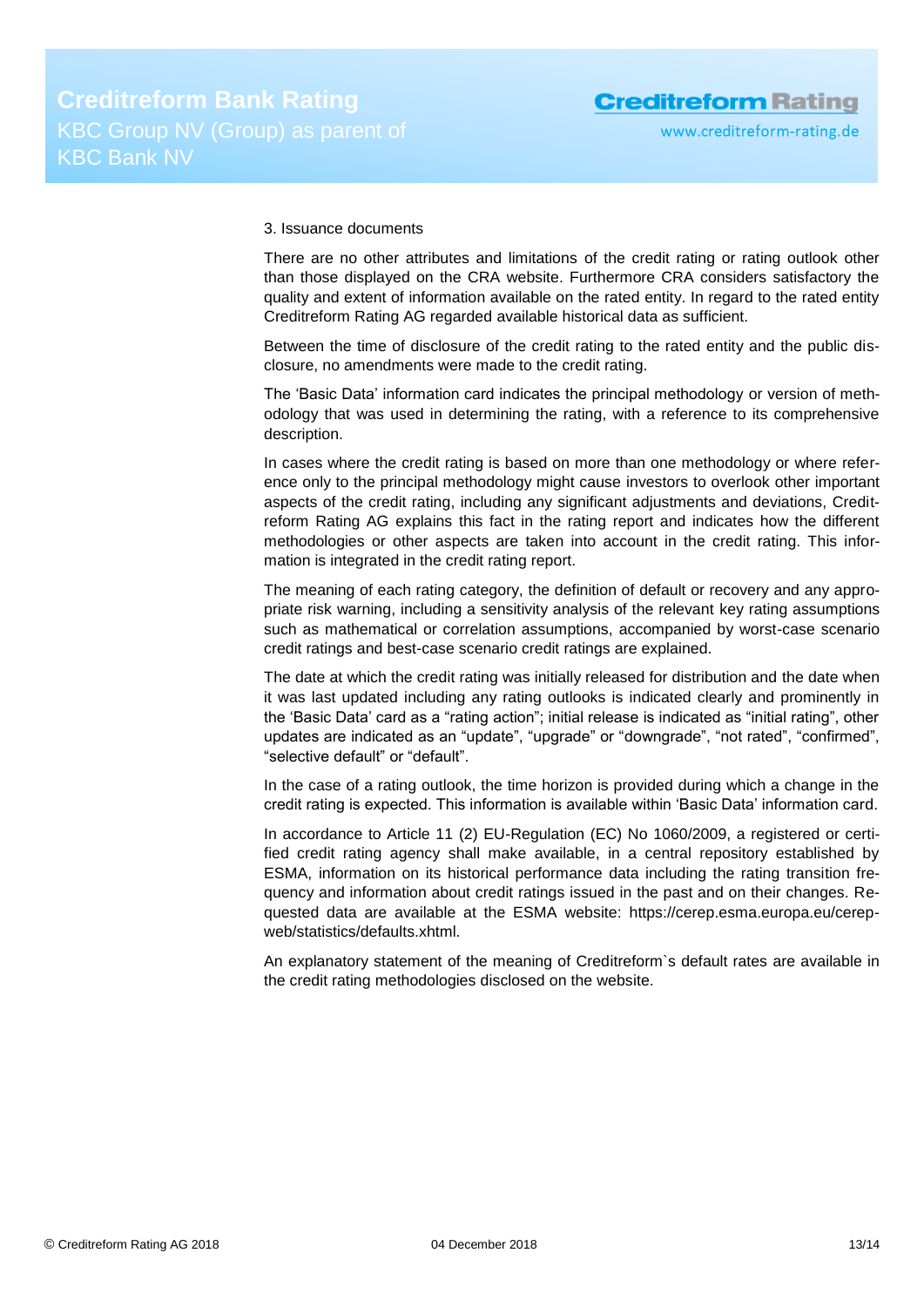3. Issuance documents

There are no other attributes and limitations of the credit rating or rating outlook other than those displayed on the CRA website. Furthermore CRA considers satisfactory the quality and extent of information available on the rated entity. In regard to the rated entity Creditreform Rating AG regarded available historical data as sufficient.

Between the time of disclosure of the credit rating to the rated entity and the public disclosure, no amendments were made to the credit rating.

The 'Basic Data' information card indicates the principal methodology or version of methodology that was used in determining the rating, with a reference to its comprehensive description.

In cases where the credit rating is based on more than one methodology or where reference only to the principal methodology might cause investors to overlook other important aspects of the credit rating, including any significant adjustments and deviations, Creditreform Rating AG explains this fact in the rating report and indicates how the different methodologies or other aspects are taken into account in the credit rating. This information is integrated in the credit rating report.

The meaning of each rating category, the definition of default or recovery and any appropriate risk warning, including a sensitivity analysis of the relevant key rating assumptions such as mathematical or correlation assumptions, accompanied by worst-case scenario credit ratings and best-case scenario credit ratings are explained.

The date at which the credit rating was initially released for distribution and the date when it was last updated including any rating outlooks is indicated clearly and prominently in the 'Basic Data' card as a "rating action"; initial release is indicated as "initial rating", other updates are indicated as an "update", "upgrade" or "downgrade", "not rated", "confirmed", "selective default" or "default".

In the case of a rating outlook, the time horizon is provided during which a change in the credit rating is expected. This information is available within 'Basic Data' information card.

In accordance to Article 11 (2) EU-Regulation (EC) No 1060/2009, a registered or certified credit rating agency shall make available, in a central repository established by ESMA, information on its historical performance data including the rating transition frequency and information about credit ratings issued in the past and on their changes. Requested data are available at the ESMA website: https://cerep.esma.europa.eu/cerep-web/statistics/defaults.xhtml.

An explanatory statement of the meaning of Creditreform`s default rates are available in the credit rating methodologies disclosed on the website.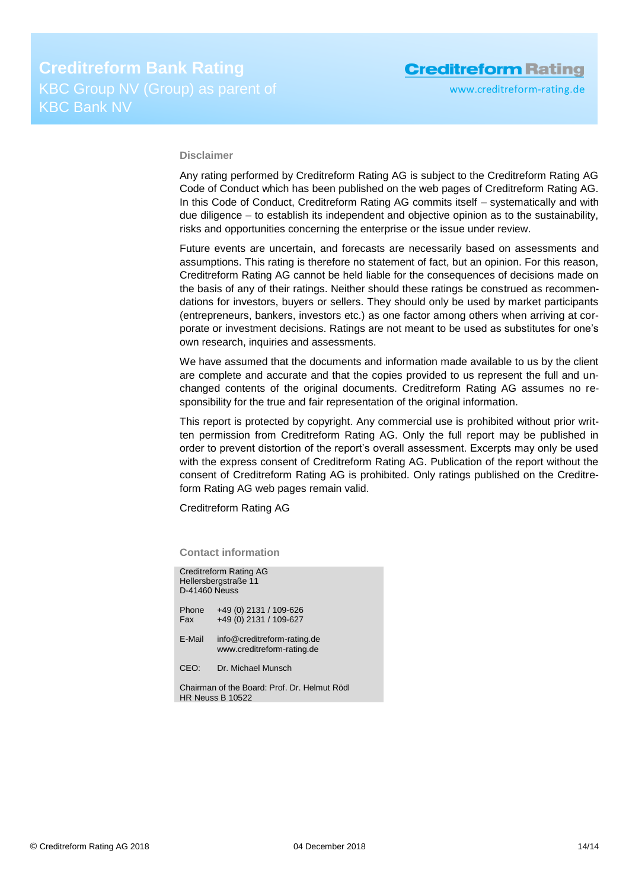### Disclaimer

Any rating performed by Creditreform Rating AG is subject to the Creditreform Rating AG Code of Conduct which has been published on the web pages of Creditreform Rating AG. In this Code of Conduct, Creditreform Rating AG commits itself – systematically and with due diligence – to establish its independent and objective opinion as to the sustainability, risks and opportunities concerning the enterprise or the issue under review.

Future events are uncertain, and forecasts are necessarily based on assessments and assumptions. This rating is therefore no statement of fact, but an opinion. For this reason, Creditreform Rating AG cannot be held liable for the consequences of decisions made on the basis of any of their ratings. Neither should these ratings be construed as recommendations for investors, buyers or sellers. They should only be used by market participants (entrepreneurs, bankers, investors etc.) as one factor among others when arriving at corporate or investment decisions. Ratings are not meant to be used as substitutes for one's own research, inquiries and assessments.

We have assumed that the documents and information made available to us by the client are complete and accurate and that the copies provided to us represent the full and unchanged contents of the original documents. Creditreform Rating AG assumes no responsibility for the true and fair representation of the original information.

This report is protected by copyright. Any commercial use is prohibited without prior written permission from Creditreform Rating AG. Only the full report may be published in order to prevent distortion of the report's overall assessment. Excerpts may only be used with the express consent of Creditreform Rating AG. Publication of the report without the consent of Creditreform Rating AG is prohibited. Only ratings published on the Creditreform Rating AG web pages remain valid.

Creditreform Rating AG

### Contact information

Creditreform Rating AG
Hellersbergstraße 11
D-41460 Neuss

Phone +49 (0) 2131 / 109-626
Fax +49 (0) 2131 / 109-627

E-Mail info@creditreform-rating.de
www.creditreform-rating.de

CEO: Dr. Michael Munsch

Chairman of the Board: Prof. Dr. Helmut Rödl
HR Neuss B 10522